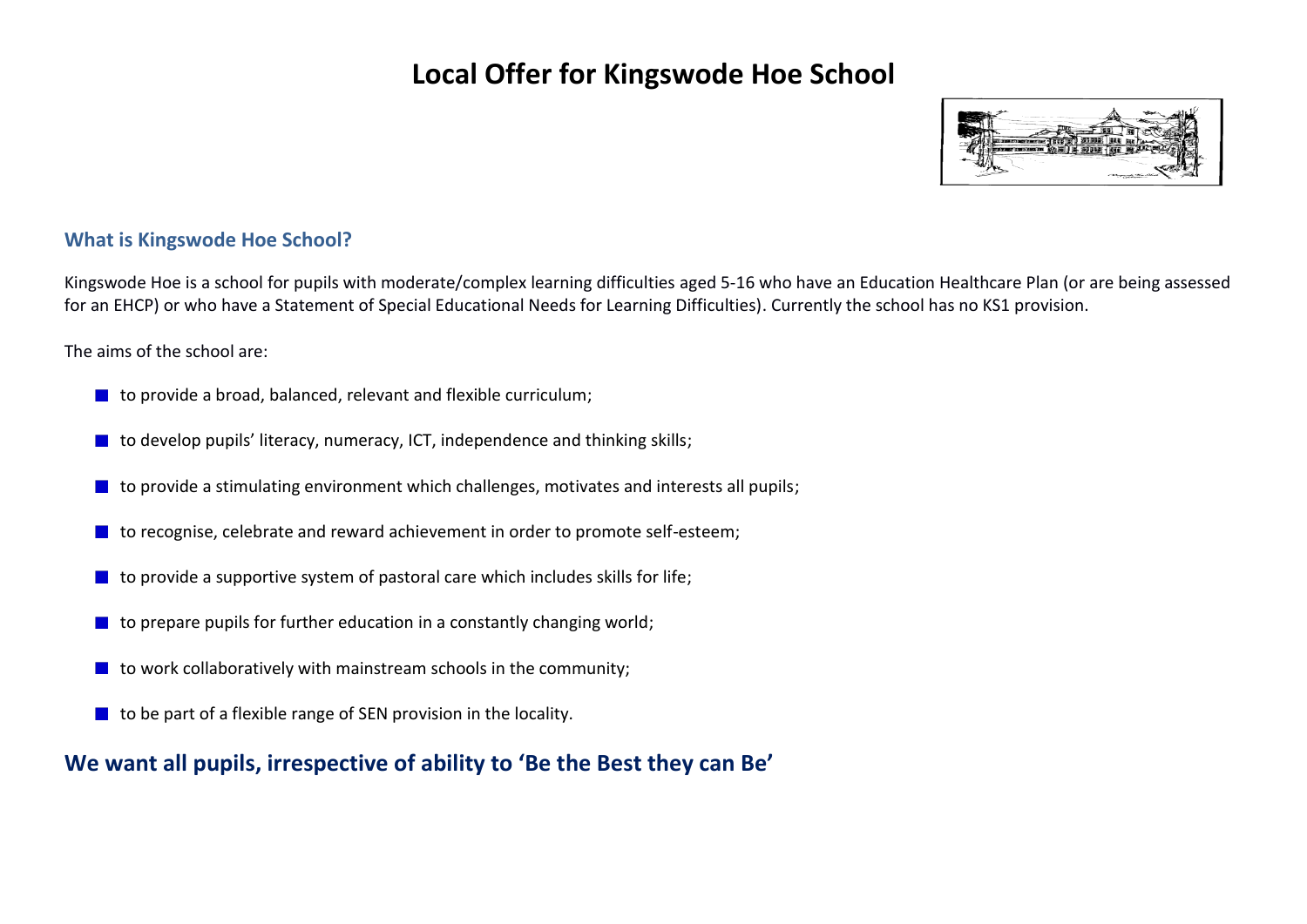# Local Offer for Kingswode Hoe School

## What is Kingswode Hoe School?

Kingswode Hoe is a school for pupils with moderate/complex learning difficulties aged 5-16 who have an Education Healthcare Plan (or are being assessed for an EHCP) or who have a Statement of Special Educational Needs for Learning Difficulties). Currently the school has no KS1 provision.

The aims of the school are:

- to provide a broad, balanced, relevant and flexible curriculum;
- to develop pupils' literacy, numeracy, ICT, independence and thinking skills;
- to provide a stimulating environment which challenges, motivates and interests all pupils;
- to recognise, celebrate and reward achievement in order to promote self-esteem;
- to provide a supportive system of pastoral care which includes skills for life;
- to prepare pupils for further education in a constantly changing world;
- to work collaboratively with mainstream schools in the community;
- to be part of a flexible range of SEN provision in the locality.

## We want all pupils, irrespective of ability to 'Be the Best they can Be'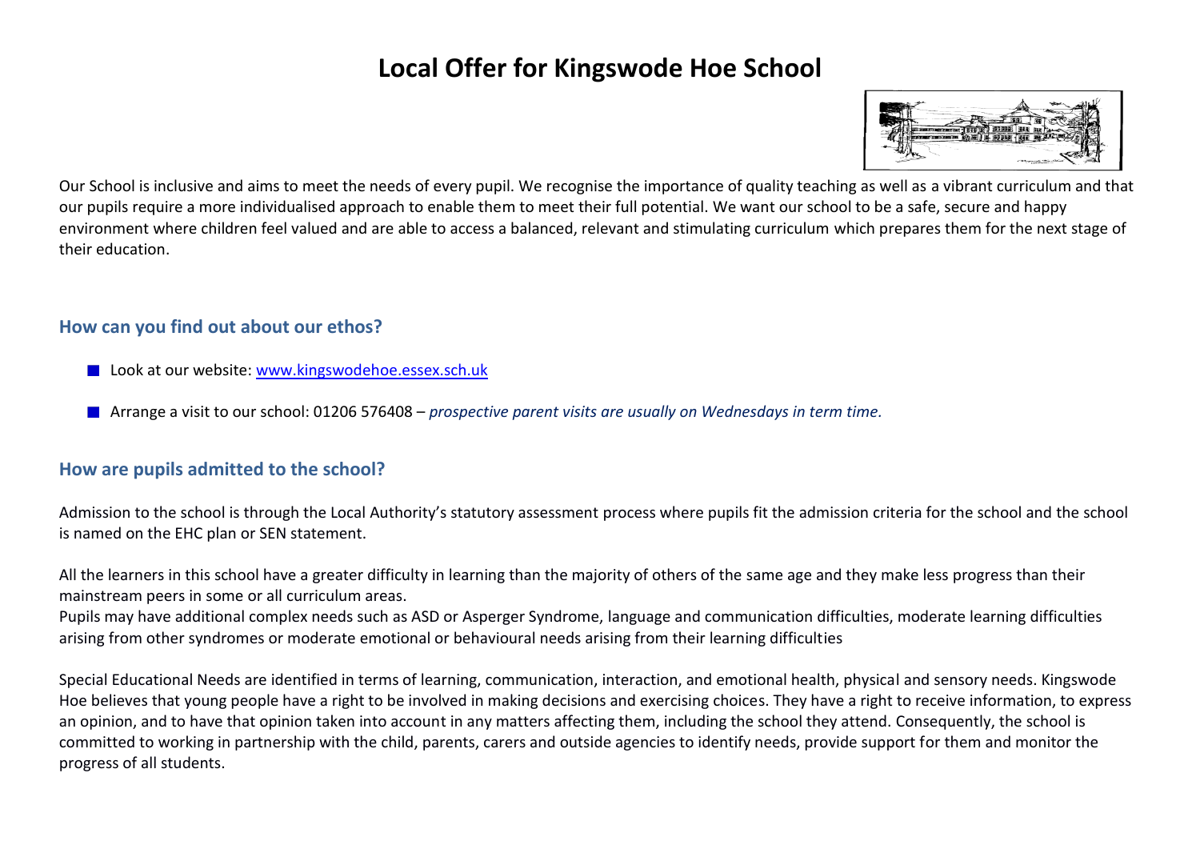# Local Offer for Kingswode Hoe School

Our School is inclusive and aims to meet the needs of every pupil. We recognise the importance of quality teaching as well as a vibrant curriculum and that our pupils require a more individualised approach to enable them to meet their full potential. We want our school to be a safe, secure and happy environment where children feel valued and are able to access a balanced, relevant and stimulating curriculum which prepares them for the next stage of their education.

## How can you find out about our ethos?

- Look at our website: [www.kingswodehoe.essex.sch.uk](http://www.kingswodehoe.essex.sch.uk)
- Arrange a visit to our school: 01206 576408 – *prospective parent visits are usually on Wednesdays in term time.*

## How are pupils admitted to the school?

Admission to the school is through the Local Authority's statutory assessment process where pupils fit the admission criteria for the school and the school is named on the EHC plan or SEN statement.

All the learners in this school have a greater difficulty in learning than the majority of others of the same age and they make less progress than their mainstream peers in some or all curriculum areas.
Pupils may have additional complex needs such as ASD or Asperger Syndrome, language and communication difficulties, moderate learning difficulties arising from other syndromes or moderate emotional or behavioural needs arising from their learning difficulties

Special Educational Needs are identified in terms of learning, communication, interaction, and emotional health, physical and sensory needs. Kingswode Hoe believes that young people have a right to be involved in making decisions and exercising choices. They have a right to receive information, to express an opinion, and to have that opinion taken into account in any matters affecting them, including the school they attend. Consequently, the school is committed to working in partnership with the child, parents, carers and outside agencies to identify needs, provide support for them and monitor the progress of all students.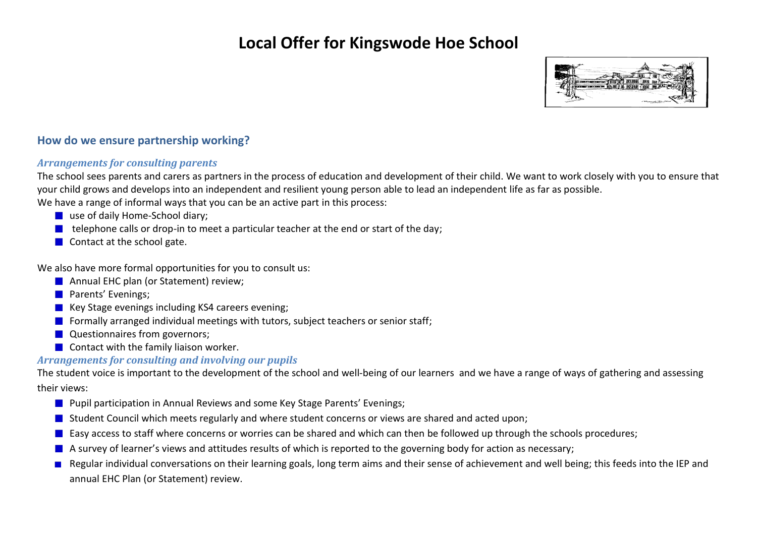# Local Offer for Kingswode Hoe School

## How do we ensure partnership working?

### *Arrangements for consulting parents*

The school sees parents and carers as partners in the process of education and development of their child. We want to work closely with you to ensure that your child grows and develops into an independent and resilient young person able to lead an independent life as far as possible.

We have a range of informal ways that you can be an active part in this process:

- use of daily Home-School diary;
- telephone calls or drop-in to meet a particular teacher at the end or start of the day;
- Contact at the school gate.

We also have more formal opportunities for you to consult us:

- Annual EHC plan (or Statement) review;
- Parents' Evenings;
- Key Stage evenings including KS4 careers evening;
- Formally arranged individual meetings with tutors, subject teachers or senior staff;
- Questionnaires from governors;
- Contact with the family liaison worker.

### *Arrangements for consulting and involving our pupils*

The student voice is important to the development of the school and well-being of our learners and we have a range of ways of gathering and assessing their views:

- Pupil participation in Annual Reviews and some Key Stage Parents' Evenings;
- Student Council which meets regularly and where student concerns or views are shared and acted upon;
- Easy access to staff where concerns or worries can be shared and which can then be followed up through the schools procedures;
- A survey of learner's views and attitudes results of which is reported to the governing body for action as necessary;
- Regular individual conversations on their learning goals, long term aims and their sense of achievement and well being; this feeds into the IEP and annual EHC Plan (or Statement) review.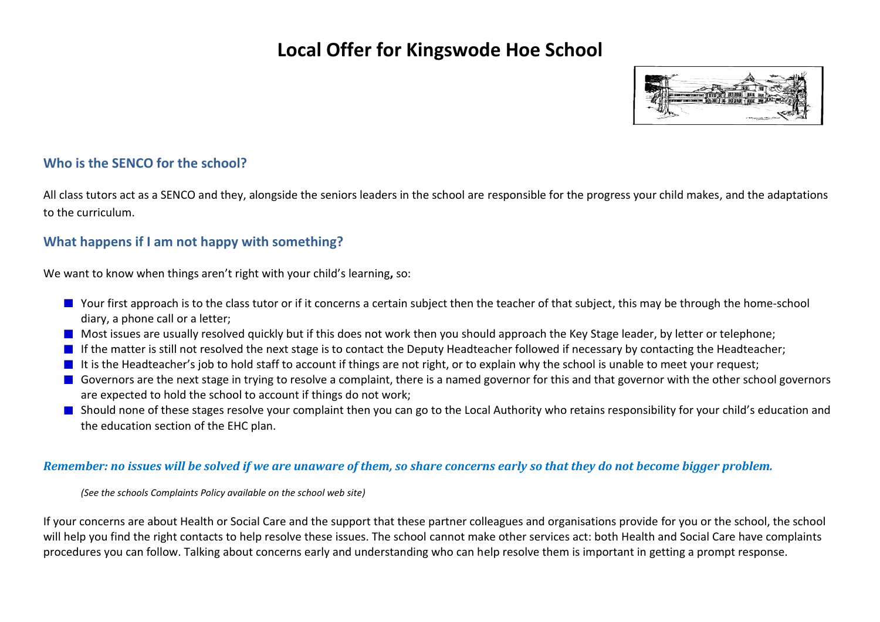# Local Offer for Kingswode Hoe School

## Who is the SENCO for the school?

All class tutors act as a SENCO and they, alongside the seniors leaders in the school are responsible for the progress your child makes, and the adaptations to the curriculum.

## What happens if I am not happy with something?

We want to know when things aren't right with your child's learning**,** so:

- Your first approach is to the class tutor or if it concerns a certain subject then the teacher of that subject, this may be through the home-school diary, a phone call or a letter;
- Most issues are usually resolved quickly but if this does not work then you should approach the Key Stage leader, by letter or telephone;
- If the matter is still not resolved the next stage is to contact the Deputy Headteacher followed if necessary by contacting the Headteacher;
- It is the Headteacher's job to hold staff to account if things are not right, or to explain why the school is unable to meet your request;
- Governors are the next stage in trying to resolve a complaint, there is a named governor for this and that governor with the other school governors are expected to hold the school to account if things do not work;
- Should none of these stages resolve your complaint then you can go to the Local Authority who retains responsibility for your child's education and the education section of the EHC plan.

***Remember: no issues will be solved if we are unaware of them, so share concerns early so that they do not become bigger problem.***

*(See the schools Complaints Policy available on the school web site)*

If your concerns are about Health or Social Care and the support that these partner colleagues and organisations provide for you or the school, the school will help you find the right contacts to help resolve these issues. The school cannot make other services act: both Health and Social Care have complaints procedures you can follow. Talking about concerns early and understanding who can help resolve them is important in getting a prompt response.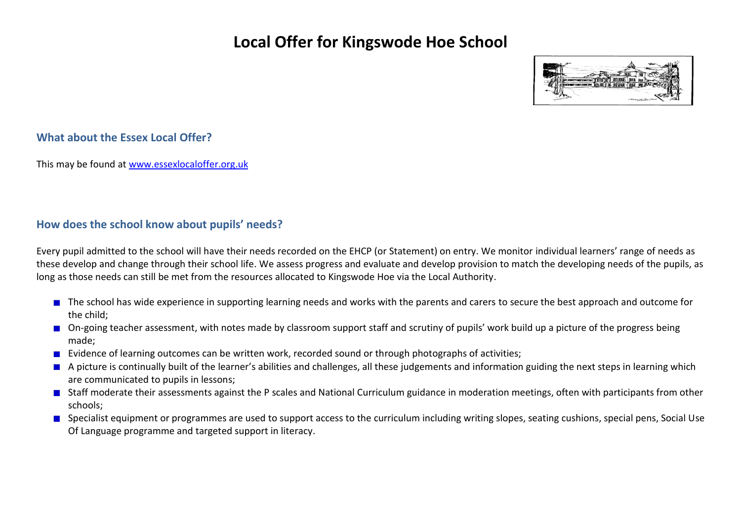# Local Offer for Kingswode Hoe School

## What about the Essex Local Offer?

This may be found at [www.essexlocaloffer.org.uk](http://www.essexlocaloffer.org.uk)

## How does the school know about pupils' needs?

Every pupil admitted to the school will have their needs recorded on the EHCP (or Statement) on entry. We monitor individual learners' range of needs as these develop and change through their school life. We assess progress and evaluate and develop provision to match the developing needs of the pupils, as long as those needs can still be met from the resources allocated to Kingswode Hoe via the Local Authority.

- The school has wide experience in supporting learning needs and works with the parents and carers to secure the best approach and outcome for the child;
- On-going teacher assessment, with notes made by classroom support staff and scrutiny of pupils' work build up a picture of the progress being made;
- Evidence of learning outcomes can be written work, recorded sound or through photographs of activities;
- A picture is continually built of the learner's abilities and challenges, all these judgements and information guiding the next steps in learning which are communicated to pupils in lessons;
- Staff moderate their assessments against the P scales and National Curriculum guidance in moderation meetings, often with participants from other schools;
- Specialist equipment or programmes are used to support access to the curriculum including writing slopes, seating cushions, special pens, Social Use Of Language programme and targeted support in literacy.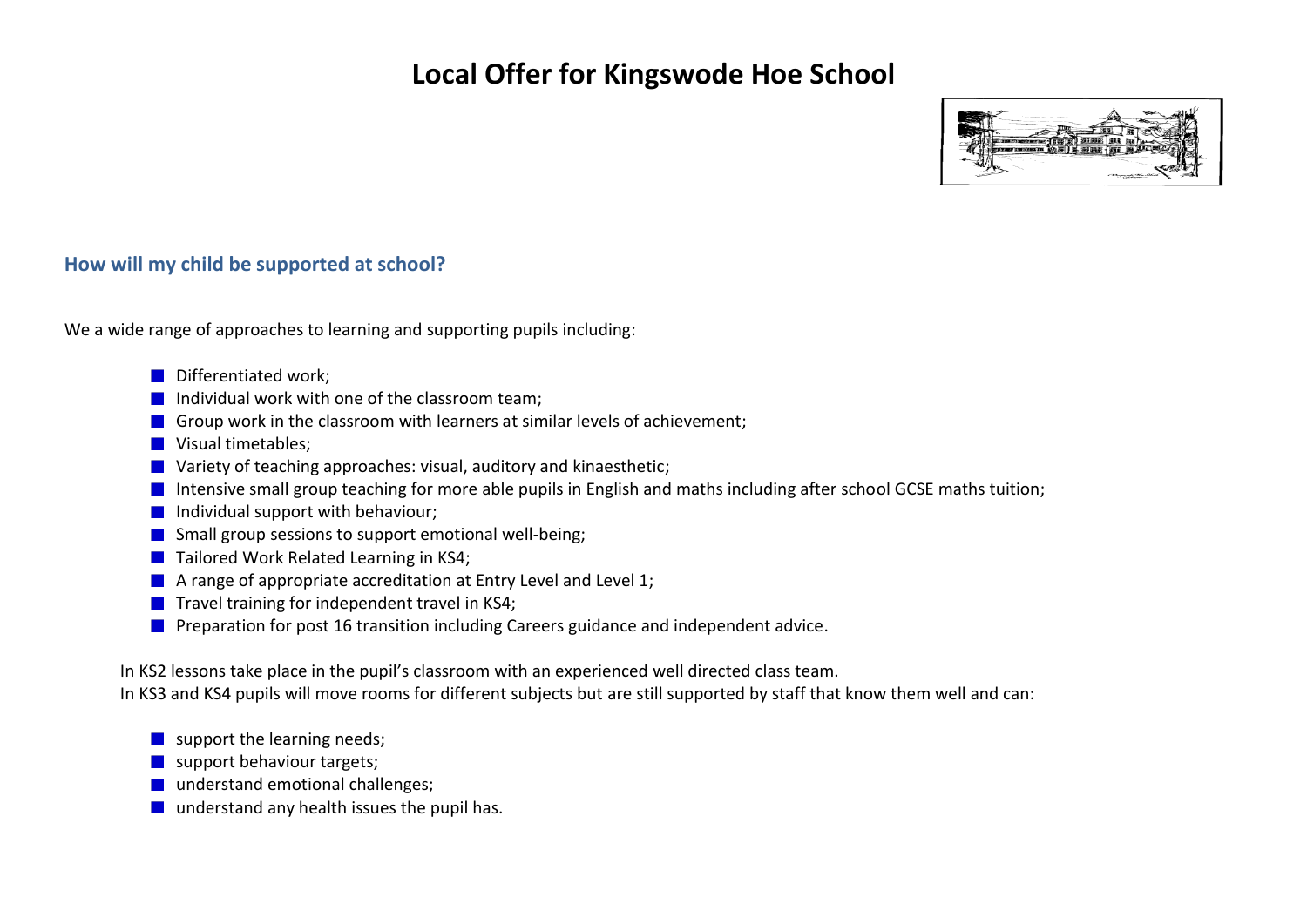# Local Offer for Kingswode Hoe School

## How will my child be supported at school?

We a wide range of approaches to learning and supporting pupils including:

- Differentiated work;
- Individual work with one of the classroom team;
- Group work in the classroom with learners at similar levels of achievement;
- Visual timetables;
- Variety of teaching approaches: visual, auditory and kinaesthetic;
- Intensive small group teaching for more able pupils in English and maths including after school GCSE maths tuition;
- Individual support with behaviour;
- Small group sessions to support emotional well-being;
- Tailored Work Related Learning in KS4;
- A range of appropriate accreditation at Entry Level and Level 1;
- Travel training for independent travel in KS4;
- Preparation for post 16 transition including Careers guidance and independent advice.

In KS2 lessons take place in the pupil's classroom with an experienced well directed class team.
In KS3 and KS4 pupils will move rooms for different subjects but are still supported by staff that know them well and can:

- support the learning needs;
- support behaviour targets;
- understand emotional challenges;
- understand any health issues the pupil has.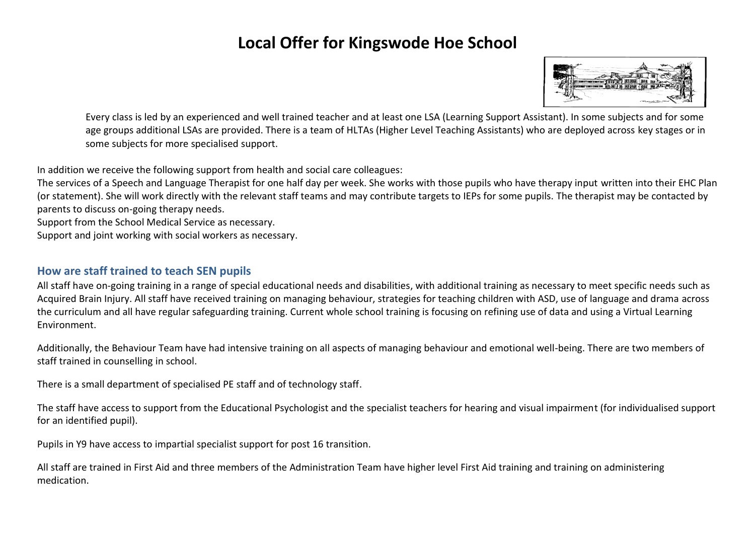# Local Offer for Kingswode Hoe School

Every class is led by an experienced and well trained teacher and at least one LSA (Learning Support Assistant). In some subjects and for some age groups additional LSAs are provided. There is a team of HLTAs (Higher Level Teaching Assistants) who are deployed across key stages or in some subjects for more specialised support.

In addition we receive the following support from health and social care colleagues:

The services of a Speech and Language Therapist for one half day per week. She works with those pupils who have therapy input written into their EHC Plan (or statement). She will work directly with the relevant staff teams and may contribute targets to IEPs for some pupils. The therapist may be contacted by parents to discuss on-going therapy needs.

Support from the School Medical Service as necessary.

Support and joint working with social workers as necessary.

## How are staff trained to teach SEN pupils

All staff have on-going training in a range of special educational needs and disabilities, with additional training as necessary to meet specific needs such as Acquired Brain Injury. All staff have received training on managing behaviour, strategies for teaching children with ASD, use of language and drama across the curriculum and all have regular safeguarding training. Current whole school training is focusing on refining use of data and using a Virtual Learning Environment.

Additionally, the Behaviour Team have had intensive training on all aspects of managing behaviour and emotional well-being. There are two members of staff trained in counselling in school.

There is a small department of specialised PE staff and of technology staff.

The staff have access to support from the Educational Psychologist and the specialist teachers for hearing and visual impairment (for individualised support for an identified pupil).

Pupils in Y9 have access to impartial specialist support for post 16 transition.

All staff are trained in First Aid and three members of the Administration Team have higher level First Aid training and training on administering medication.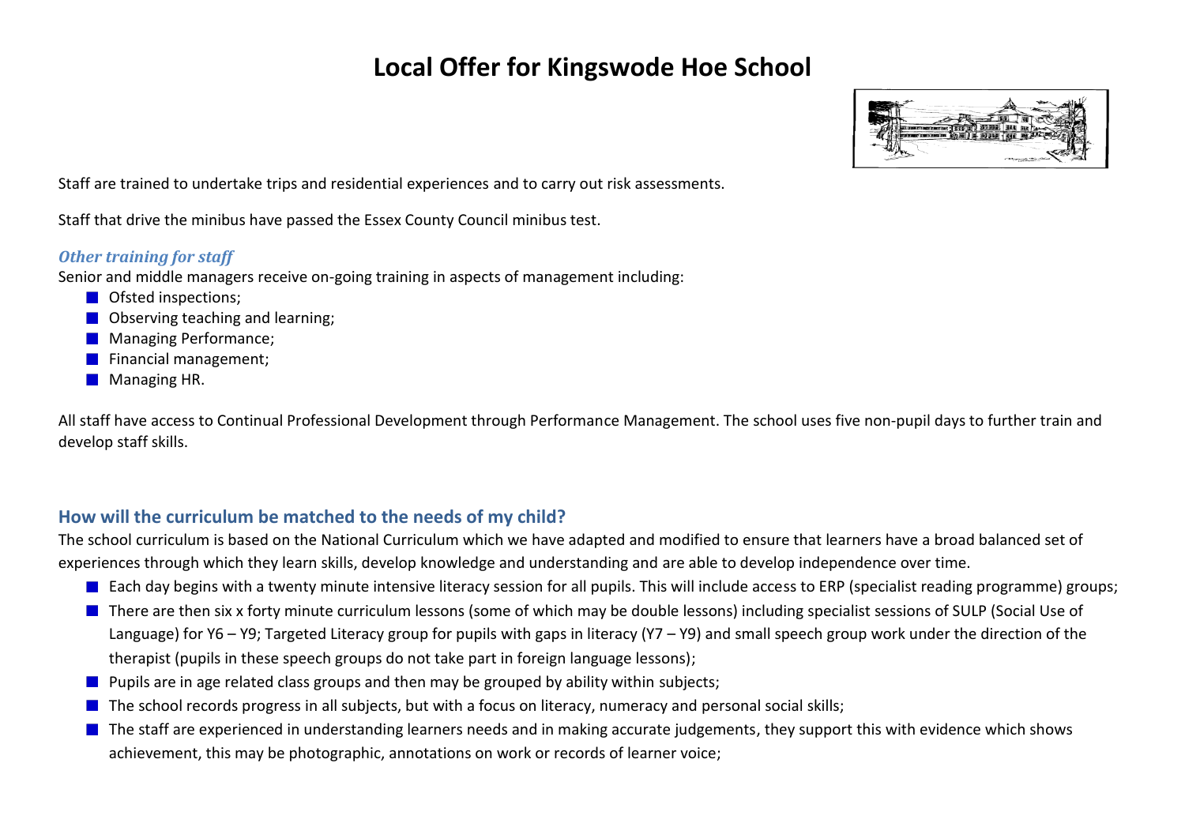# Local Offer for Kingswode Hoe School

Staff are trained to undertake trips and residential experiences and to carry out risk assessments.

Staff that drive the minibus have passed the Essex County Council minibus test.

### *Other training for staff*

Senior and middle managers receive on-going training in aspects of management including:

- Ofsted inspections;
- Observing teaching and learning;
- Managing Performance;
- Financial management;
- Managing HR.

All staff have access to Continual Professional Development through Performance Management. The school uses five non-pupil days to further train and develop staff skills.

## How will the curriculum be matched to the needs of my child?

The school curriculum is based on the National Curriculum which we have adapted and modified to ensure that learners have a broad balanced set of experiences through which they learn skills, develop knowledge and understanding and are able to develop independence over time.

- Each day begins with a twenty minute intensive literacy session for all pupils. This will include access to ERP (specialist reading programme) groups;
- There are then six x forty minute curriculum lessons (some of which may be double lessons) including specialist sessions of SULP (Social Use of Language) for Y6 – Y9; Targeted Literacy group for pupils with gaps in literacy (Y7 – Y9) and small speech group work under the direction of the therapist (pupils in these speech groups do not take part in foreign language lessons);
- Pupils are in age related class groups and then may be grouped by ability within subjects;
- The school records progress in all subjects, but with a focus on literacy, numeracy and personal social skills;
- The staff are experienced in understanding learners needs and in making accurate judgements, they support this with evidence which shows achievement, this may be photographic, annotations on work or records of learner voice;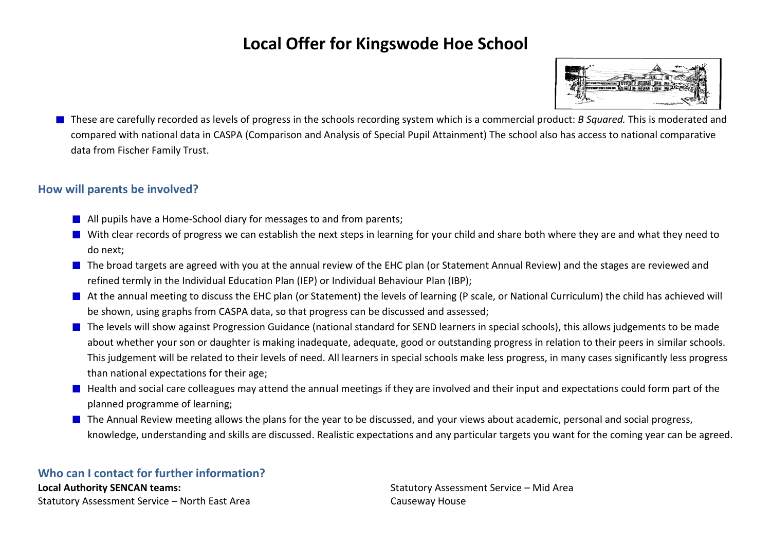# Local Offer for Kingswode Hoe School

- These are carefully recorded as levels of progress in the schools recording system which is a commercial product: *B Squared.* This is moderated and compared with national data in CASPA (Comparison and Analysis of Special Pupil Attainment) The school also has access to national comparative data from Fischer Family Trust.

## How will parents be involved?

- All pupils have a Home-School diary for messages to and from parents;
- With clear records of progress we can establish the next steps in learning for your child and share both where they are and what they need to do next;
- The broad targets are agreed with you at the annual review of the EHC plan (or Statement Annual Review) and the stages are reviewed and refined termly in the Individual Education Plan (IEP) or Individual Behaviour Plan (IBP);
- At the annual meeting to discuss the EHC plan (or Statement) the levels of learning (P scale, or National Curriculum) the child has achieved will be shown, using graphs from CASPA data, so that progress can be discussed and assessed;
- The levels will show against Progression Guidance (national standard for SEND learners in special schools), this allows judgements to be made about whether your son or daughter is making inadequate, adequate, good or outstanding progress in relation to their peers in similar schools. This judgement will be related to their levels of need. All learners in special schools make less progress, in many cases significantly less progress than national expectations for their age;
- Health and social care colleagues may attend the annual meetings if they are involved and their input and expectations could form part of the planned programme of learning;
- The Annual Review meeting allows the plans for the year to be discussed, and your views about academic, personal and social progress, knowledge, understanding and skills are discussed. Realistic expectations and any particular targets you want for the coming year can be agreed.

## Who can I contact for further information?

**Local Authority SENCAN teams:**
Statutory Assessment Service – North East Area

Statutory Assessment Service – Mid Area
Causeway House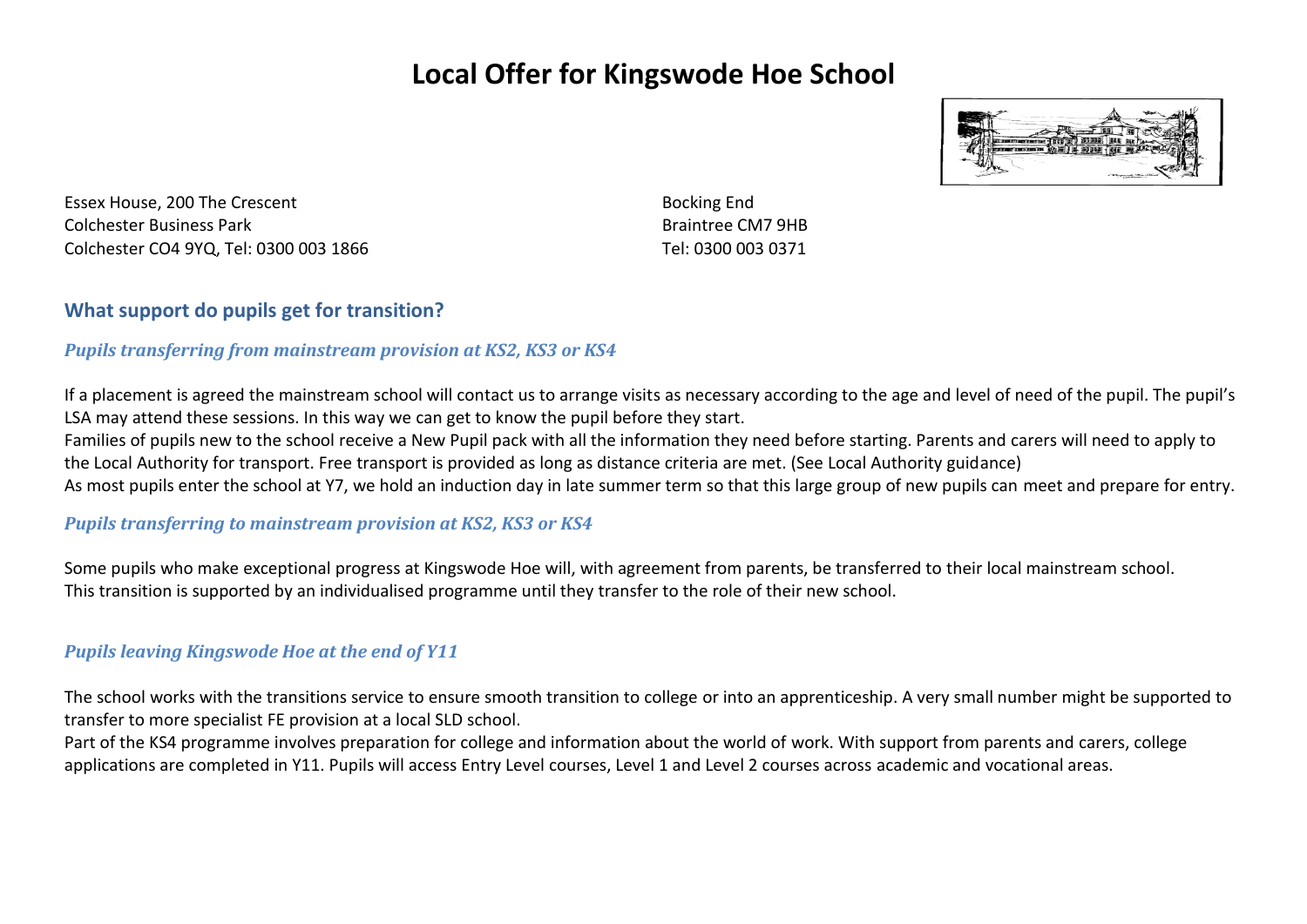# Local Offer for Kingswode Hoe School

Essex House, 200 The Crescent
Colchester Business Park
Colchester CO4 9YQ, Tel: 0300 003 1866

Bocking End
Braintree CM7 9HB
Tel: 0300 003 0371

## What support do pupils get for transition?

### *Pupils transferring from mainstream provision at KS2, KS3 or KS4*

If a placement is agreed the mainstream school will contact us to arrange visits as necessary according to the age and level of need of the pupil. The pupil's LSA may attend these sessions. In this way we can get to know the pupil before they start.
Families of pupils new to the school receive a New Pupil pack with all the information they need before starting. Parents and carers will need to apply to the Local Authority for transport. Free transport is provided as long as distance criteria are met. (See Local Authority guidance)
As most pupils enter the school at Y7, we hold an induction day in late summer term so that this large group of new pupils can meet and prepare for entry.

### *Pupils transferring to mainstream provision at KS2, KS3 or KS4*

Some pupils who make exceptional progress at Kingswode Hoe will, with agreement from parents, be transferred to their local mainstream school.
This transition is supported by an individualised programme until they transfer to the role of their new school.

### *Pupils leaving Kingswode Hoe at the end of Y11*

The school works with the transitions service to ensure smooth transition to college or into an apprenticeship. A very small number might be supported to transfer to more specialist FE provision at a local SLD school.
Part of the KS4 programme involves preparation for college and information about the world of work. With support from parents and carers, college applications are completed in Y11. Pupils will access Entry Level courses, Level 1 and Level 2 courses across academic and vocational areas.